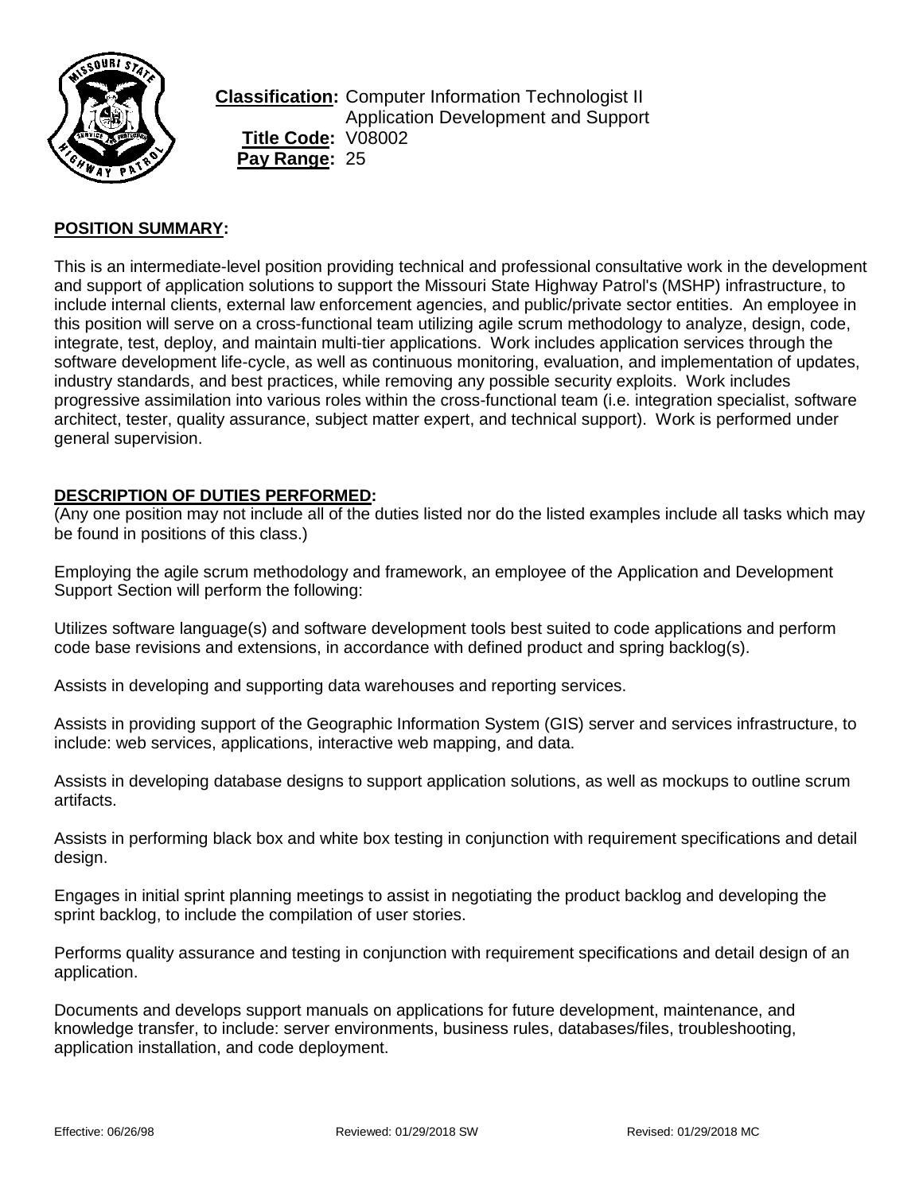**Classification:** Computer Information Technologist II
Application Development and Support
**Title Code:** V08002
**Pay Range:** 25

## POSITION SUMMARY:

This is an intermediate-level position providing technical and professional consultative work in the development and support of application solutions to support the Missouri State Highway Patrol's (MSHP) infrastructure, to include internal clients, external law enforcement agencies, and public/private sector entities. An employee in this position will serve on a cross-functional team utilizing agile scrum methodology to analyze, design, code, integrate, test, deploy, and maintain multi-tier applications. Work includes application services through the software development life-cycle, as well as continuous monitoring, evaluation, and implementation of updates, industry standards, and best practices, while removing any possible security exploits. Work includes progressive assimilation into various roles within the cross-functional team (i.e. integration specialist, software architect, tester, quality assurance, subject matter expert, and technical support). Work is performed under general supervision.

## DESCRIPTION OF DUTIES PERFORMED:

(Any one position may not include all of the duties listed nor do the listed examples include all tasks which may be found in positions of this class.)

Employing the agile scrum methodology and framework, an employee of the Application and Development Support Section will perform the following:

Utilizes software language(s) and software development tools best suited to code applications and perform code base revisions and extensions, in accordance with defined product and spring backlog(s).

Assists in developing and supporting data warehouses and reporting services.

Assists in providing support of the Geographic Information System (GIS) server and services infrastructure, to include: web services, applications, interactive web mapping, and data.

Assists in developing database designs to support application solutions, as well as mockups to outline scrum artifacts.

Assists in performing black box and white box testing in conjunction with requirement specifications and detail design.

Engages in initial sprint planning meetings to assist in negotiating the product backlog and developing the sprint backlog, to include the compilation of user stories.

Performs quality assurance and testing in conjunction with requirement specifications and detail design of an application.

Documents and develops support manuals on applications for future development, maintenance, and knowledge transfer, to include: server environments, business rules, databases/files, troubleshooting, application installation, and code deployment.

Effective: 06/26/98 Reviewed: 01/29/2018 SW Revised: 01/29/2018 MC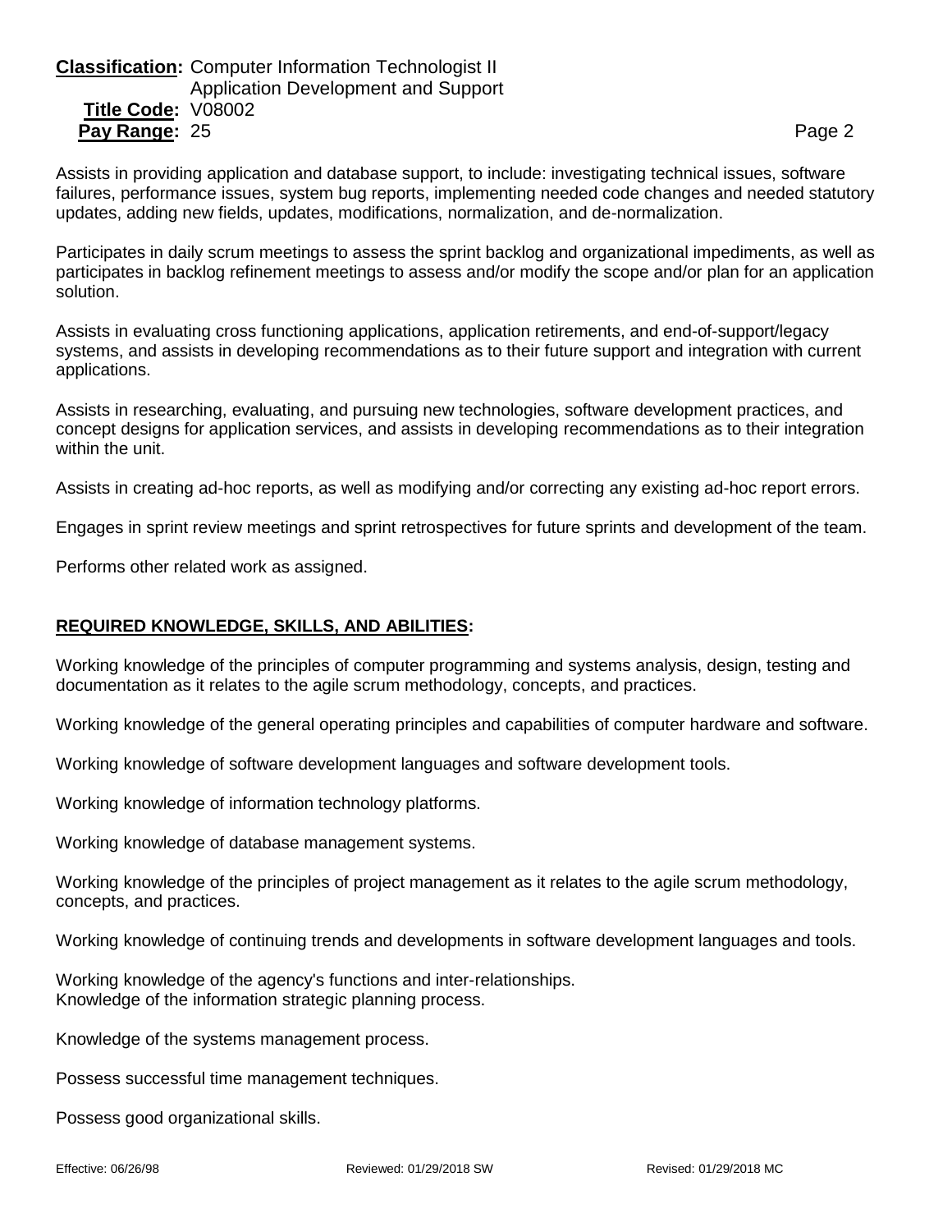Assists in providing application and database support, to include: investigating technical issues, software failures, performance issues, system bug reports, implementing needed code changes and needed statutory updates, adding new fields, updates, modifications, normalization, and de-normalization.

Participates in daily scrum meetings to assess the sprint backlog and organizational impediments, as well as participates in backlog refinement meetings to assess and/or modify the scope and/or plan for an application solution.

Assists in evaluating cross functioning applications, application retirements, and end-of-support/legacy systems, and assists in developing recommendations as to their future support and integration with current applications.

Assists in researching, evaluating, and pursuing new technologies, software development practices, and concept designs for application services, and assists in developing recommendations as to their integration within the unit.

Assists in creating ad-hoc reports, as well as modifying and/or correcting any existing ad-hoc report errors.

Engages in sprint review meetings and sprint retrospectives for future sprints and development of the team.

Performs other related work as assigned.

## REQUIRED KNOWLEDGE, SKILLS, AND ABILITIES:

Working knowledge of the principles of computer programming and systems analysis, design, testing and documentation as it relates to the agile scrum methodology, concepts, and practices.

Working knowledge of the general operating principles and capabilities of computer hardware and software.

Working knowledge of software development languages and software development tools.

Working knowledge of information technology platforms.

Working knowledge of database management systems.

Working knowledge of the principles of project management as it relates to the agile scrum methodology, concepts, and practices.

Working knowledge of continuing trends and developments in software development languages and tools.

Working knowledge of the agency's functions and inter-relationships.
Knowledge of the information strategic planning process.

Knowledge of the systems management process.

Possess successful time management techniques.

Possess good organizational skills.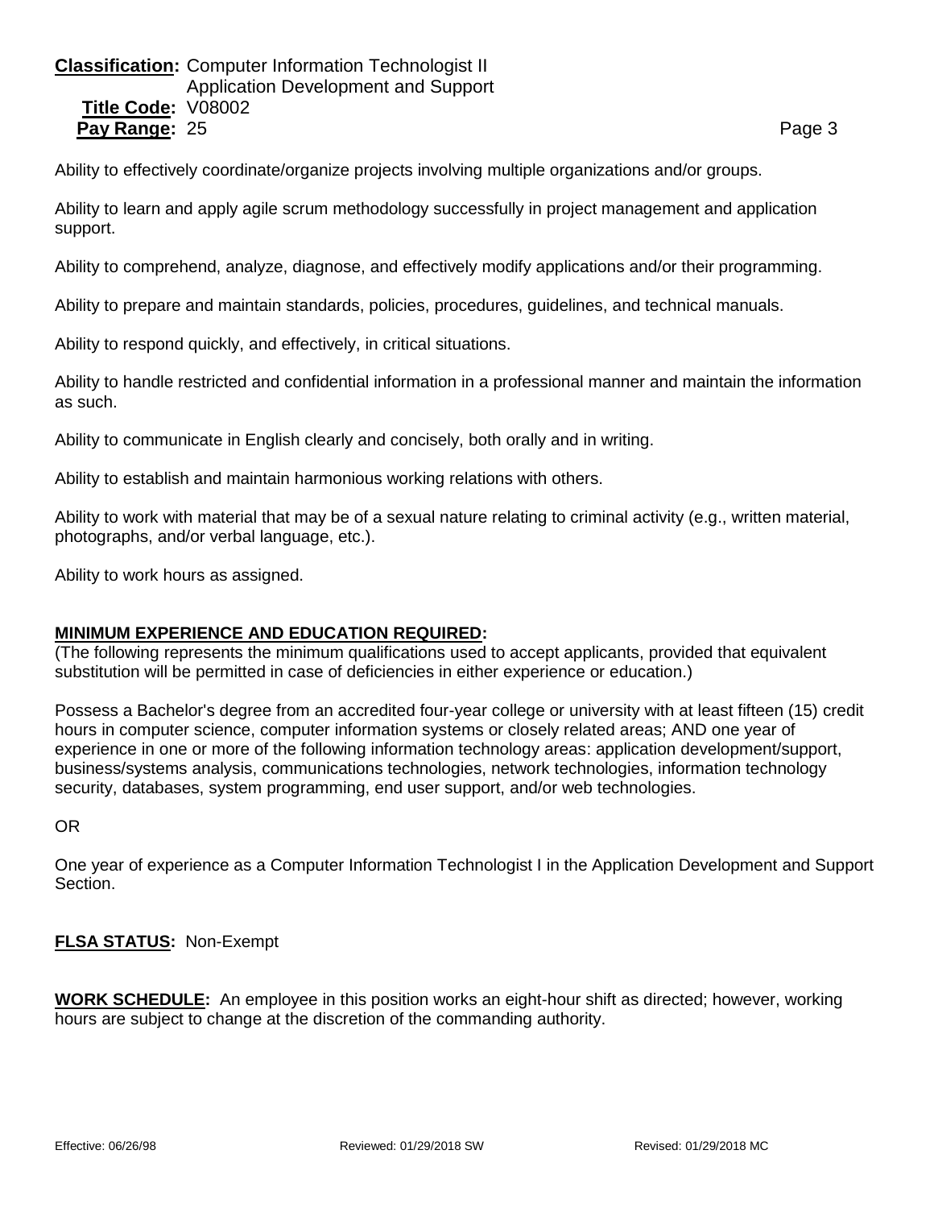Ability to effectively coordinate/organize projects involving multiple organizations and/or groups.

Ability to learn and apply agile scrum methodology successfully in project management and application support.

Ability to comprehend, analyze, diagnose, and effectively modify applications and/or their programming.

Ability to prepare and maintain standards, policies, procedures, guidelines, and technical manuals.

Ability to respond quickly, and effectively, in critical situations.

Ability to handle restricted and confidential information in a professional manner and maintain the information as such.

Ability to communicate in English clearly and concisely, both orally and in writing.

Ability to establish and maintain harmonious working relations with others.

Ability to work with material that may be of a sexual nature relating to criminal activity (e.g., written material, photographs, and/or verbal language, etc.).

Ability to work hours as assigned.

## MINIMUM EXPERIENCE AND EDUCATION REQUIRED:

(The following represents the minimum qualifications used to accept applicants, provided that equivalent substitution will be permitted in case of deficiencies in either experience or education.)

Possess a Bachelor's degree from an accredited four-year college or university with at least fifteen (15) credit hours in computer science, computer information systems or closely related areas; AND one year of experience in one or more of the following information technology areas: application development/support, business/systems analysis, communications technologies, network technologies, information technology security, databases, system programming, end user support, and/or web technologies.

OR

One year of experience as a Computer Information Technologist I in the Application Development and Support Section.

**FLSA STATUS:** Non-Exempt

**WORK SCHEDULE:** An employee in this position works an eight-hour shift as directed; however, working hours are subject to change at the discretion of the commanding authority.

Effective: 06/26/98 Reviewed: 01/29/2018 SW Revised: 01/29/2018 MC